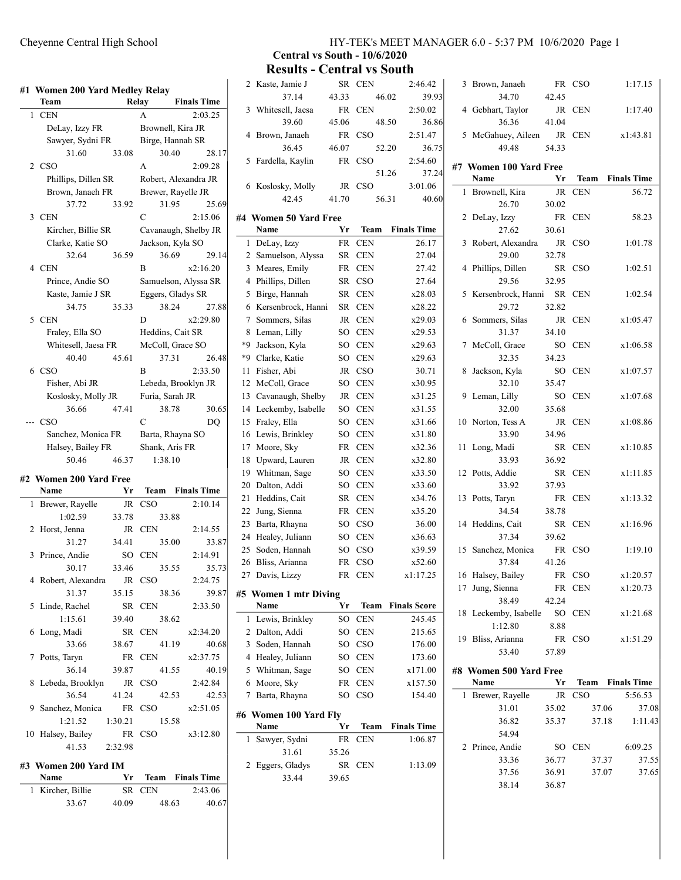## Central vs South - 10/6/2020

# Results - Central vs South

### #1 Women 200 Yard Medley Relay

| | Team | Relay | Finals Time |
|---|---|---|---|
| 1 | CEN | A | 2:03.25 |
| | DeLay, Izzy FR | Brownell, Kira JR | |
| | Sawyer, Sydni FR | Birge, Hannah SR | |
| | 31.60 33.08 | 30.40 | 28.17 |
| 2 | CSO | A | 2:09.28 |
| | Phillips, Dillen SR | Robert, Alexandra JR | |
| | Brown, Janaeh FR | Brewer, Rayelle JR | |
| | 37.72 33.92 | 31.95 | 25.69 |
| 3 | CEN | C | 2:15.06 |
| | Kircher, Billie SR | Cavanaugh, Shelby JR | |
| | Clarke, Katie SO | Jackson, Kyla SO | |
| | 32.64 36.59 | 36.69 | 29.14 |
| 4 | CEN | B | x2:16.20 |
| | Prince, Andie SO | Samuelson, Alyssa SR | |
| | Kaste, Jamie J SR | Eggers, Gladys SR | |
| | 34.75 35.33 | 38.24 | 27.88 |
| 5 | CEN | D | x2:29.80 |
| | Fraley, Ella SO | Heddins, Cait SR | |
| | Whitesell, Jaesa FR | McColl, Grace SO | |
| | 40.40 45.61 | 37.31 | 26.48 |
| 6 | CSO | B | 2:33.50 |
| | Fisher, Abi JR | Lebeda, Brooklyn JR | |
| | Koslosky, Molly JR | Furia, Sarah JR | |
| | 36.66 47.41 | 38.78 | 30.65 |
| --- | CSO | C | DQ |
| | Sanchez, Monica FR | Barta, Rhayna SO | |
| | Halsey, Bailey FR | Shank, Aris FR | |
| | 50.46 46.37 | 1:38.10 | |

### #2 Women 200 Yard Free

| | Name | Yr | Team | Finals Time |
|---|---|---|---|---|
| 1 | Brewer, Rayelle | JR | CSO | 2:10.14 |
| | 1:02.59 33.78 33.88 | | | |
| 2 | Horst, Jenna | JR | CEN | 2:14.55 |
| | 31.27 34.41 35.00 33.87 | | | |
| 3 | Prince, Andie | SO | CEN | 2:14.91 |
| | 30.17 33.46 35.55 35.73 | | | |
| 4 | Robert, Alexandra | JR | CSO | 2:24.75 |
| | 31.37 35.15 38.36 39.87 | | | |
| 5 | Linde, Rachel | SR | CEN | 2:33.50 |
| | 1:15.61 39.40 38.62 | | | |
| 6 | Long, Madi | SR | CEN | x2:34.20 |
| | 33.66 38.67 41.19 40.68 | | | |
| 7 | Potts, Taryn | FR | CEN | x2:37.75 |
| | 36.14 39.87 41.55 40.19 | | | |
| 8 | Lebeda, Brooklyn | JR | CSO | 2:42.84 |
| | 36.54 41.24 42.53 42.53 | | | |
| 9 | Sanchez, Monica | FR | CSO | x2:51.05 |
| | 1:21.52 1:30.21 15.58 | | | |
| 10 | Halsey, Bailey | FR | CSO | x3:12.80 |
| | 41.53 2:32.98 | | | |

### #3 Women 200 Yard IM

| | Name | Yr | Team | Finals Time |
|---|---|---|---|---|
| 1 | Kircher, Billie | SR | CEN | 2:43.06 |
| | 33.67 40.09 48.63 40.67 | | | |
| 2 | Kaste, Jamie J | SR | CEN | 2:46.42 |
| | 37.14 43.33 46.02 39.93 | | | |
| 3 | Whitesell, Jaesa | FR | CEN | 2:50.02 |
| | 39.60 45.06 48.50 36.86 | | | |
| 4 | Brown, Janaeh | FR | CSO | 2:51.47 |
| | 36.45 46.07 52.20 36.75 | | | |
| 5 | Fardella, Kaylin | FR | CSO | 2:54.60 |
| | 51.26 37.24 | | | |
| 6 | Koslosky, Molly | JR | CSO | 3:01.06 |
| | 42.45 41.70 56.31 40.60 | | | |

### #4 Women 50 Yard Free

| | Name | Yr | Team | Finals Time |
|---|---|---|---|---|
| 1 | DeLay, Izzy | FR | CEN | 26.17 |
| 2 | Samuelson, Alyssa | SR | CEN | 27.04 |
| 3 | Meares, Emily | FR | CEN | 27.42 |
| 4 | Phillips, Dillen | SR | CSO | 27.64 |
| 5 | Birge, Hannah | SR | CEN | x28.03 |
| 6 | Kersenbrock, Hanni | SR | CEN | x28.22 |
| 7 | Sommers, Silas | JR | CEN | x29.03 |
| 8 | Leman, Lilly | SO | CEN | x29.53 |
| *9 | Jackson, Kyla | SO | CEN | x29.63 |
| *9 | Clarke, Katie | SO | CEN | x29.63 |
| 11 | Fisher, Abi | JR | CSO | 30.71 |
| 12 | McColl, Grace | SO | CEN | x30.95 |
| 13 | Cavanaugh, Shelby | JR | CEN | x31.25 |
| 14 | Leckemby, Isabelle | SO | CEN | x31.55 |
| 15 | Fraley, Ella | SO | CEN | x31.66 |
| 16 | Lewis, Brinkley | SO | CEN | x31.80 |
| 17 | Moore, Sky | FR | CEN | x32.36 |
| 18 | Upward, Lauren | JR | CEN | x32.80 |
| 19 | Whitman, Sage | SO | CEN | x33.50 |
| 20 | Dalton, Addi | SO | CEN | x33.60 |
| 21 | Heddins, Cait | SR | CEN | x34.76 |
| 22 | Jung, Sienna | FR | CEN | x35.20 |
| 23 | Barta, Rhayna | SO | CSO | 36.00 |
| 24 | Healey, Juliann | SO | CEN | x36.63 |
| 25 | Soden, Hannah | SO | CSO | x39.59 |
| 26 | Bliss, Arianna | FR | CSO | x52.60 |
| 27 | Davis, Lizzy | FR | CEN | x1:17.25 |

### #5 Women 1 mtr Diving

| | Name | Yr | Team | Finals Score |
|---|---|---|---|---|
| 1 | Lewis, Brinkley | SO | CEN | 245.45 |
| 2 | Dalton, Addi | SO | CEN | 215.65 |
| 3 | Soden, Hannah | SO | CSO | 176.00 |
| 4 | Healey, Juliann | SO | CEN | 173.60 |
| 5 | Whitman, Sage | SO | CEN | x171.00 |
| 6 | Moore, Sky | FR | CEN | x157.50 |
| 7 | Barta, Rhayna | SO | CSO | 154.40 |

### #6 Women 100 Yard Fly

| | Name | Yr | Team | Finals Time |
|---|---|---|---|---|
| 1 | Sawyer, Sydni | FR | CEN | 1:06.87 |
| | 31.61 35.26 | | | |
| 2 | Eggers, Gladys | SR | CEN | 1:13.09 |
| | 33.44 39.65 | | | |
| 3 | Brown, Janaeh | FR | CSO | 1:17.15 |
| | 34.70 42.45 | | | |
| 4 | Gebhart, Taylor | JR | CEN | 1:17.40 |
| | 36.36 41.04 | | | |
| 5 | McGahuey, Aileen | JR | CEN | x1:43.81 |
| | 49.48 54.33 | | | |

### #7 Women 100 Yard Free

| | Name | Yr | Team | Finals Time |
|---|---|---|---|---|
| 1 | Brownell, Kira | JR | CEN | 56.72 |
| | 26.70 30.02 | | | |
| 2 | DeLay, Izzy | FR | CEN | 58.23 |
| | 27.62 30.61 | | | |
| 3 | Robert, Alexandra | JR | CSO | 1:01.78 |
| | 29.00 32.78 | | | |
| 4 | Phillips, Dillen | SR | CSO | 1:02.51 |
| | 29.56 32.95 | | | |
| 5 | Kersenbrock, Hanni | SR | CEN | 1:02.54 |
| | 29.72 32.82 | | | |
| 6 | Sommers, Silas | JR | CEN | x1:05.47 |
| | 31.37 34.10 | | | |
| 7 | McColl, Grace | SO | CEN | x1:06.58 |
| | 32.35 34.23 | | | |
| 8 | Jackson, Kyla | SO | CEN | x1:07.57 |
| | 32.10 35.47 | | | |
| 9 | Leman, Lilly | SO | CEN | x1:07.68 |
| | 32.00 35.68 | | | |
| 10 | Norton, Tess A | JR | CEN | x1:08.86 |
| | 33.90 34.96 | | | |
| 11 | Long, Madi | SR | CEN | x1:10.85 |
| | 33.93 36.92 | | | |
| 12 | Potts, Addie | SR | CEN | x1:11.85 |
| | 33.92 37.93 | | | |
| 13 | Potts, Taryn | FR | CEN | x1:13.32 |
| | 34.54 38.78 | | | |
| 14 | Heddins, Cait | SR | CEN | x1:16.96 |
| | 37.34 39.62 | | | |
| 15 | Sanchez, Monica | FR | CSO | 1:19.10 |
| | 37.84 41.26 | | | |
| 16 | Halsey, Bailey | FR | CSO | x1:20.57 |
| 17 | Jung, Sienna | FR | CEN | x1:20.73 |
| | 38.49 42.24 | | | |
| 18 | Leckemby, Isabelle | SO | CEN | x1:21.68 |
| | 1:12.80 8.88 | | | |
| 19 | Bliss, Arianna | FR | CSO | x1:51.29 |
| | 53.40 57.89 | | | |

### #8 Women 500 Yard Free

| | Name | Yr | Team | Finals Time |
|---|---|---|---|---|
| 1 | Brewer, Rayelle | JR | CSO | 5:56.53 |
| | 31.01 35.02 37.06 37.08 | | | |
| | 36.82 35.37 37.18 1:11.43 | | | |
| | 54.94 | | | |
| 2 | Prince, Andie | SO | CEN | 6:09.25 |
| | 33.36 36.77 37.37 37.55 | | | |
| | 37.56 36.91 37.07 37.65 | | | |
| | 38.14 36.87 | | | |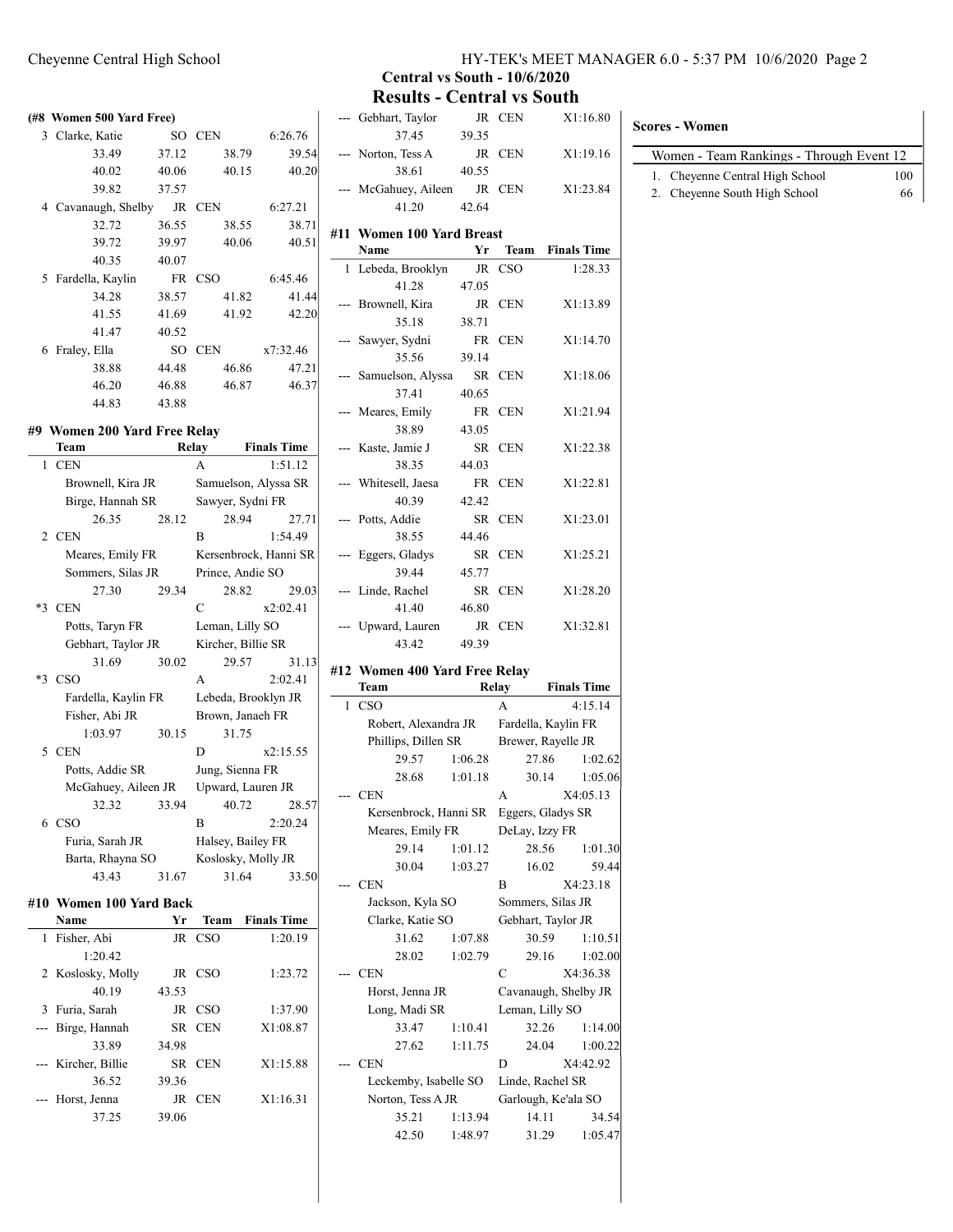## Central vs South - 10/6/2020

## Results - Central vs South

**(#8 Women 500 Yard Free)**

| Place | Name | Yr | Team | Finals Time |
|---|---|---|---|---|
| 3 | Clarke, Katie | SO | CEN | 6:26.76 |
| | 33.49 37.12 38.79 39.54 40.02 40.06 40.15 40.20 39.82 37.57 | | | |
| 4 | Cavanaugh, Shelby | JR | CEN | 6:27.21 |
| | 32.72 36.55 38.55 38.71 39.72 39.97 40.06 40.51 40.35 40.07 | | | |
| 5 | Fardella, Kaylin | FR | CSO | 6:45.46 |
| | 34.28 38.57 41.82 41.44 41.55 41.69 41.92 42.20 41.47 40.52 | | | |
| 6 | Fraley, Ella | SO | CEN | x7:32.46 |
| | 38.88 44.48 46.86 47.21 46.20 46.88 46.87 46.37 44.83 43.88 | | | |

### #9 Women 200 Yard Free Relay

| | Team | Relay | Finals Time |
|---|---|---|---|
| 1 | CEN | A | 1:51.12 |
| | Brownell, Kira JR; Samuelson, Alyssa SR; Birge, Hannah SR; Sawyer, Sydni FR | | |
| | 26.35 28.12 28.94 27.71 | | |
| 2 | CEN | B | 1:54.49 |
| | Meares, Emily FR; Kersenbrock, Hanni SR; Sommers, Silas JR; Prince, Andie SO | | |
| | 27.30 29.34 28.82 29.03 | | |
| *3 | CEN | C | x2:02.41 |
| | Potts, Taryn FR; Leman, Lilly SO; Gebhart, Taylor JR; Kircher, Billie SR | | |
| | 31.69 30.02 29.57 31.13 | | |
| *3 | CSO | A | 2:02.41 |
| | Fardella, Kaylin FR; Lebeda, Brooklyn JR; Fisher, Abi JR; Brown, Janaeh FR | | |
| | 1:03.97 30.15 31.75 | | |
| 5 | CEN | D | x2:15.55 |
| | Potts, Addie SR; Jung, Sienna FR; McGahuey, Aileen JR; Upward, Lauren JR | | |
| | 32.32 33.94 40.72 28.57 | | |
| 6 | CSO | B | 2:20.24 |
| | Furia, Sarah JR; Halsey, Bailey FR; Barta, Rhayna SO; Koslosky, Molly JR | | |
| | 43.43 31.67 31.64 33.50 | | |

### #10 Women 100 Yard Back

| | Name | Yr | Team | Finals Time |
|---|---|---|---|---|
| 1 | Fisher, Abi | JR | CSO | 1:20.19 |
| | 1:20.42 | | | |
| 2 | Koslosky, Molly | JR | CSO | 1:23.72 |
| | 40.19 43.53 | | | |
| 3 | Furia, Sarah | JR | CSO | 1:37.90 |
| --- | Birge, Hannah | SR | CEN | X1:08.87 |
| | 33.89 34.98 | | | |
| --- | Kircher, Billie | SR | CEN | X1:15.88 |
| | 36.52 39.36 | | | |
| --- | Horst, Jenna | JR | CEN | X1:16.31 |
| | 37.25 39.06 | | | |
| --- | Gebhart, Taylor | JR | CEN | X1:16.80 |
| | 37.45 39.35 | | | |
| --- | Norton, Tess A | JR | CEN | X1:19.16 |
| | 38.61 40.55 | | | |
| --- | McGahuey, Aileen | JR | CEN | X1:23.84 |
| | 41.20 42.64 | | | |

### #11 Women 100 Yard Breast

| | Name | Yr | Team | Finals Time |
|---|---|---|---|---|
| 1 | Lebeda, Brooklyn | JR | CSO | 1:28.33 |
| | 41.28 47.05 | | | |
| --- | Brownell, Kira | JR | CEN | X1:13.89 |
| | 35.18 38.71 | | | |
| --- | Sawyer, Sydni | FR | CEN | X1:14.70 |
| | 35.56 39.14 | | | |
| --- | Samuelson, Alyssa | SR | CEN | X1:18.06 |
| | 37.41 40.65 | | | |
| --- | Meares, Emily | FR | CEN | X1:21.94 |
| | 38.89 43.05 | | | |
| --- | Kaste, Jamie J | SR | CEN | X1:22.38 |
| | 38.35 44.03 | | | |
| --- | Whitesell, Jaesa | FR | CEN | X1:22.81 |
| | 40.39 42.42 | | | |
| --- | Potts, Addie | SR | CEN | X1:23.01 |
| | 38.55 44.46 | | | |
| --- | Eggers, Gladys | SR | CEN | X1:25.21 |
| | 39.44 45.77 | | | |
| --- | Linde, Rachel | SR | CEN | X1:28.20 |
| | 41.40 46.80 | | | |
| --- | Upward, Lauren | JR | CEN | X1:32.81 |
| | 43.42 49.39 | | | |

### #12 Women 400 Yard Free Relay

| | Team | Relay | Finals Time |
|---|---|---|---|
| 1 | CSO | A | 4:15.14 |
| | Robert, Alexandra JR; Fardella, Kaylin FR; Phillips, Dillen SR; Brewer, Rayelle JR | | |
| | 29.57 1:06.28 27.86 1:02.62 28.68 1:01.18 30.14 1:05.06 | | |
| --- | CEN | A | X4:05.13 |
| | Kersenbrock, Hanni SR; Eggers, Gladys SR; Meares, Emily FR; DeLay, Izzy FR | | |
| | 29.14 1:01.12 28.56 1:01.30 30.04 1:03.27 16.02 59.44 | | |
| --- | CEN | B | X4:23.18 |
| | Jackson, Kyla SO; Sommers, Silas JR; Clarke, Katie SO; Gebhart, Taylor JR | | |
| | 31.62 1:07.88 30.59 1:10.51 28.02 1:02.79 29.16 1:02.00 | | |
| --- | CEN | C | X4:36.38 |
| | Horst, Jenna JR; Cavanaugh, Shelby JR; Long, Madi SR; Leman, Lilly SO | | |
| | 33.47 1:10.41 32.26 1:14.00 27.62 1:11.75 24.04 1:00.22 | | |
| --- | CEN | D | X4:42.92 |
| | Leckemby, Isabelle SO; Linde, Rachel SR; Norton, Tess A JR; Garlough, Ke'ala SO | | |
| | 35.21 1:13.94 14.11 34.54 42.50 1:48.97 31.29 1:05.47 | | |

### Scores - Women

Women - Team Rankings - Through Event 12

| | | |
|---|---|---|
| 1. | Cheyenne Central High School | 100 |
| 2. | Cheyenne South High School | 66 |